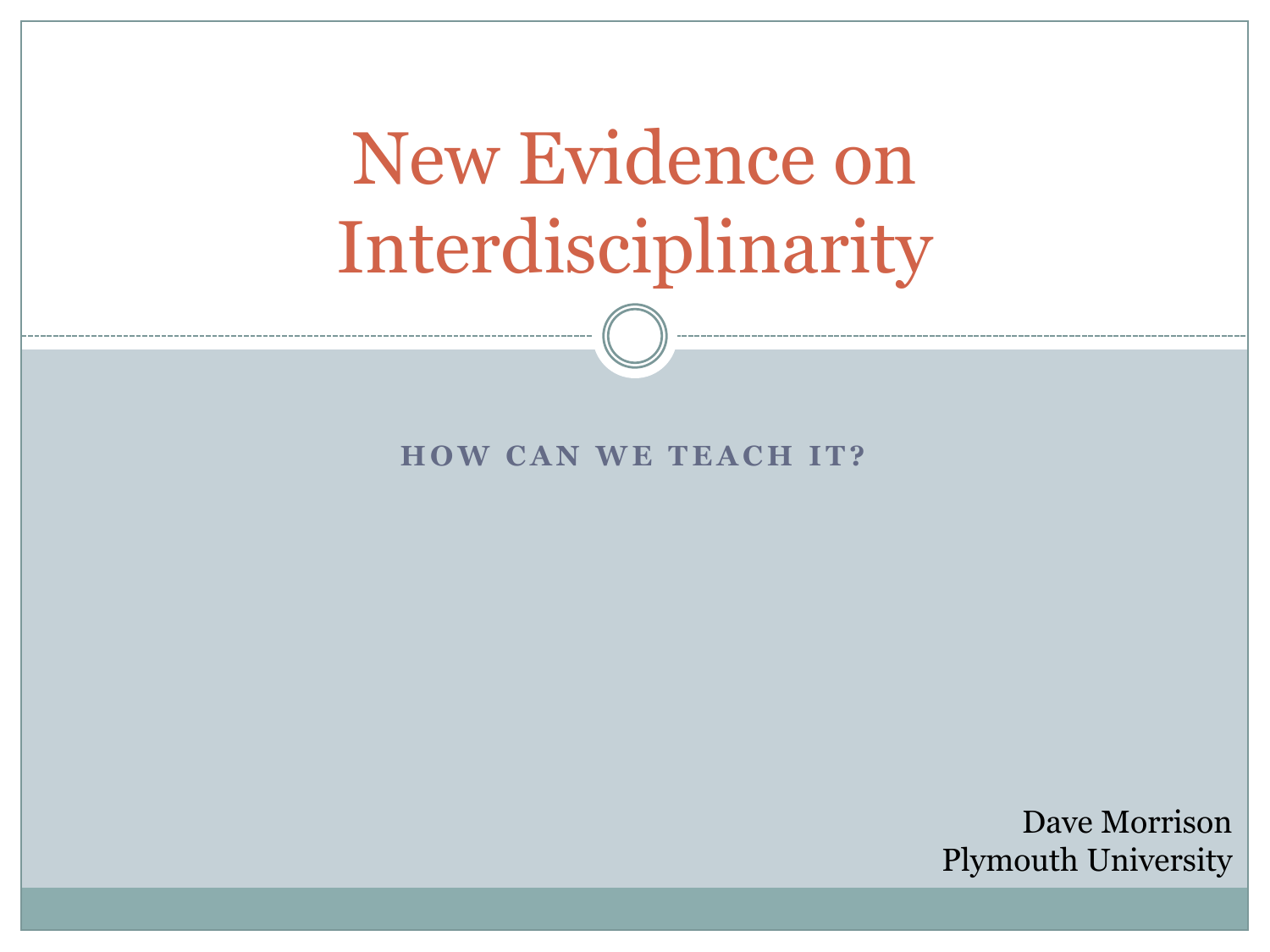# New Evidence on Interdisciplinarity

## HOW CAN WE TEACH IT?

Dave Morrison
Plymouth University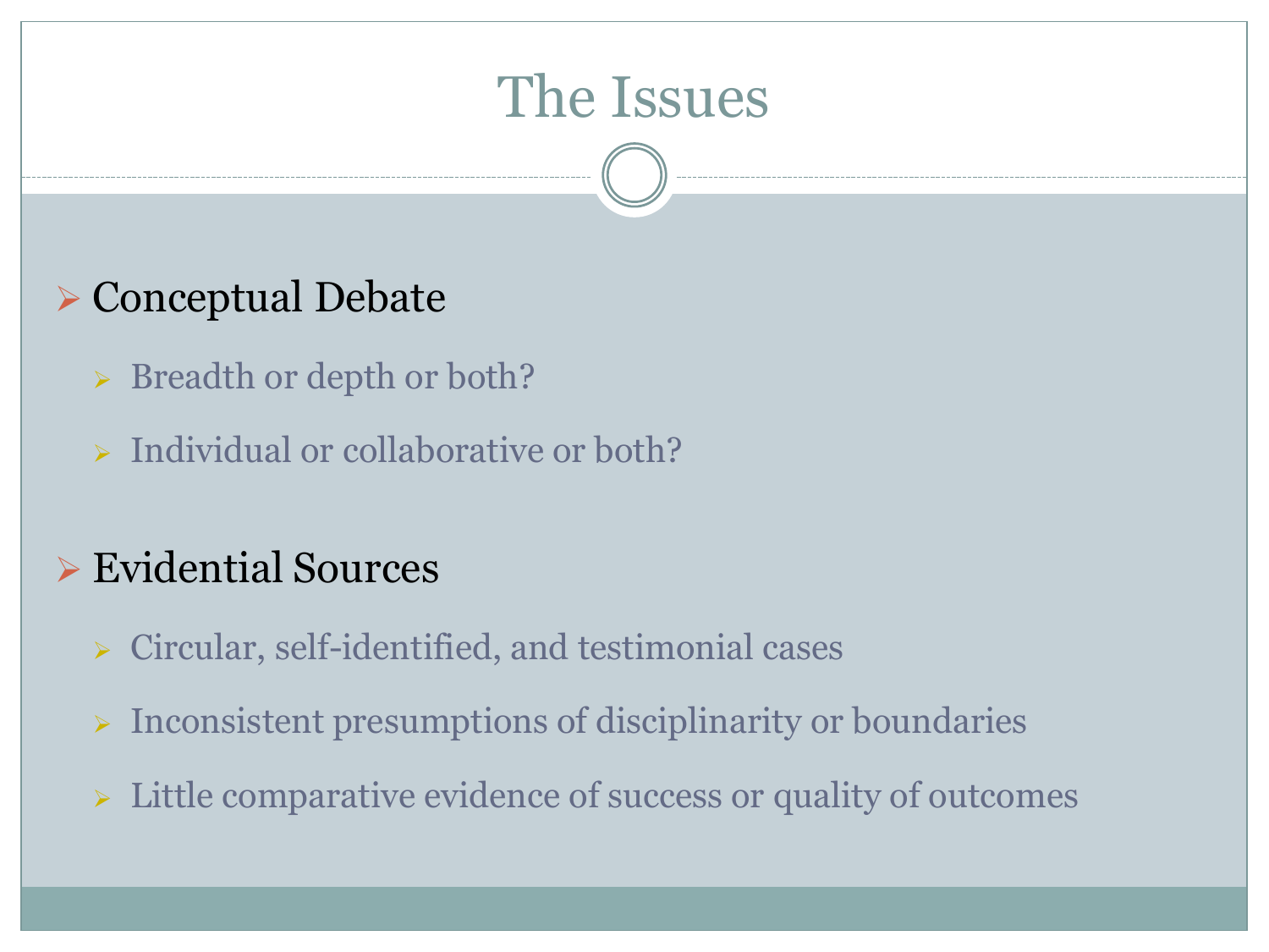# The Issues

- Conceptual Debate
  - Breadth or depth or both?
  - Individual or collaborative or both?
- Evidential Sources
  - Circular, self-identified, and testimonial cases
  - Inconsistent presumptions of disciplinarity or boundaries
  - Little comparative evidence of success or quality of outcomes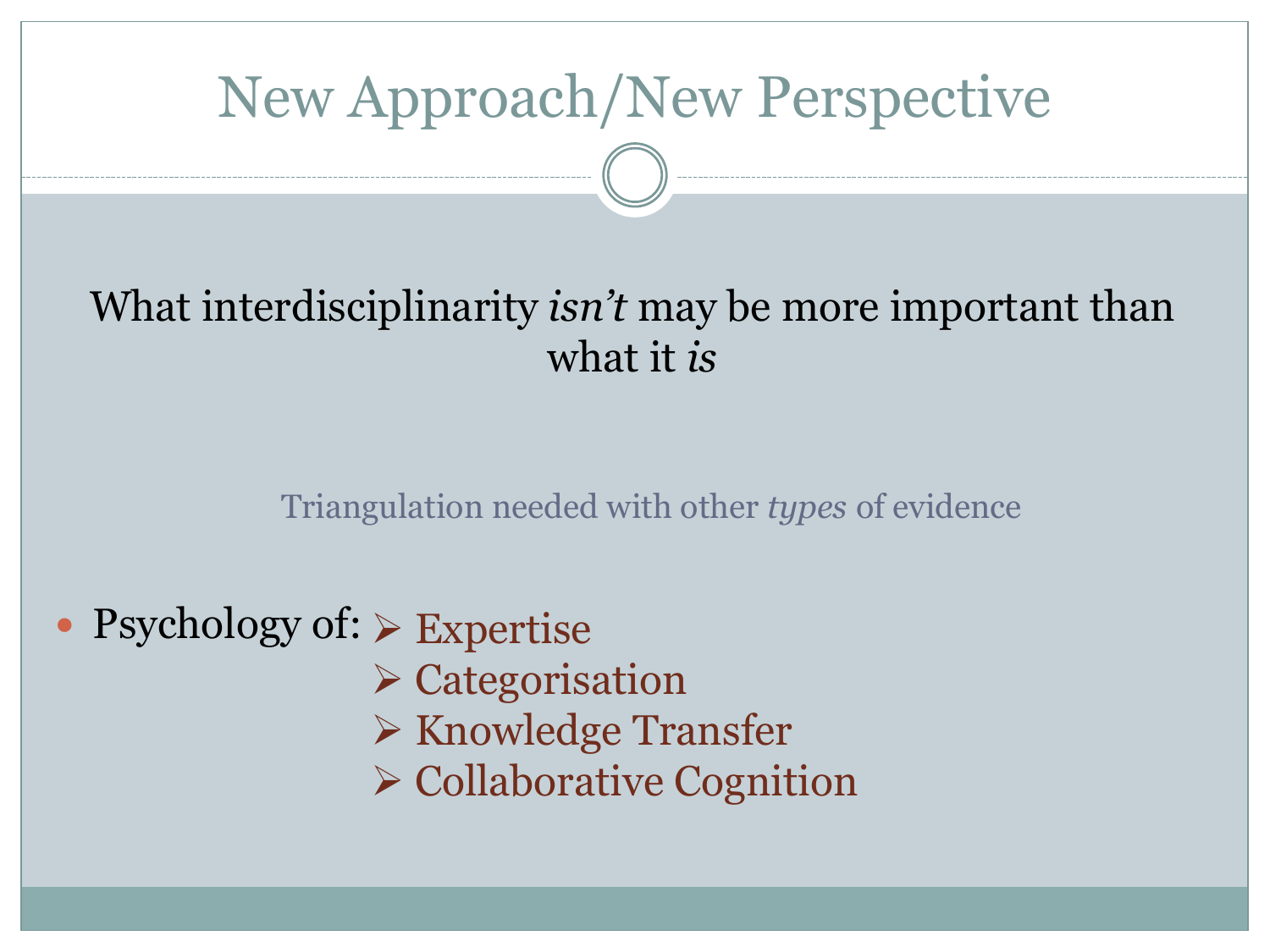# New Approach/New Perspective

What interdisciplinarity *isn't* may be more important than what it *is*

Triangulation needed with other *types* of evidence

- Psychology of:
  - Expertise
  - Categorisation
  - Knowledge Transfer
  - Collaborative Cognition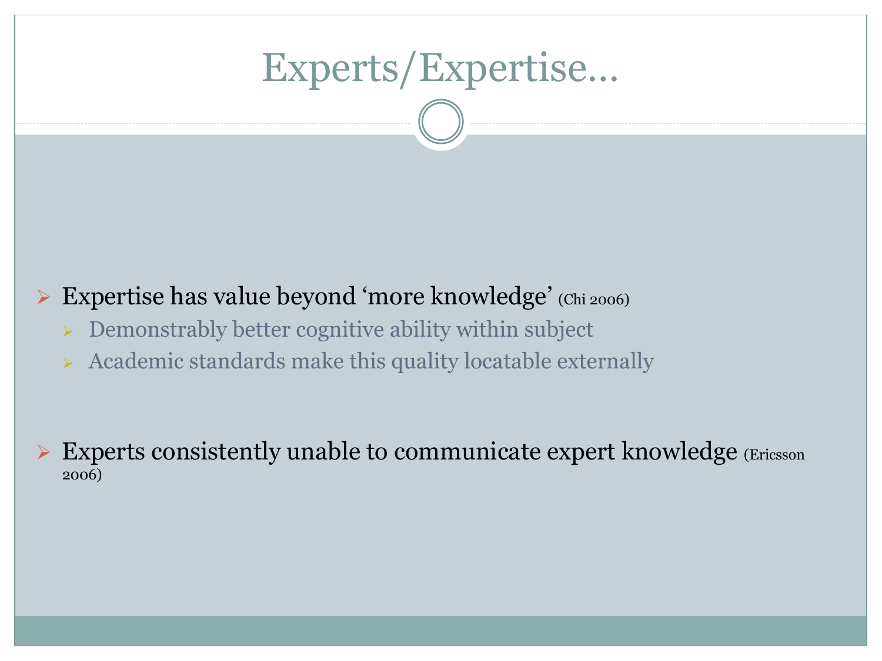# Experts/Expertise…

- Expertise has value beyond ‘more knowledge’ (Chi 2006)
  - Demonstrably better cognitive ability within subject
  - Academic standards make this quality locatable externally

- Experts consistently unable to communicate expert knowledge (Ericsson 2006)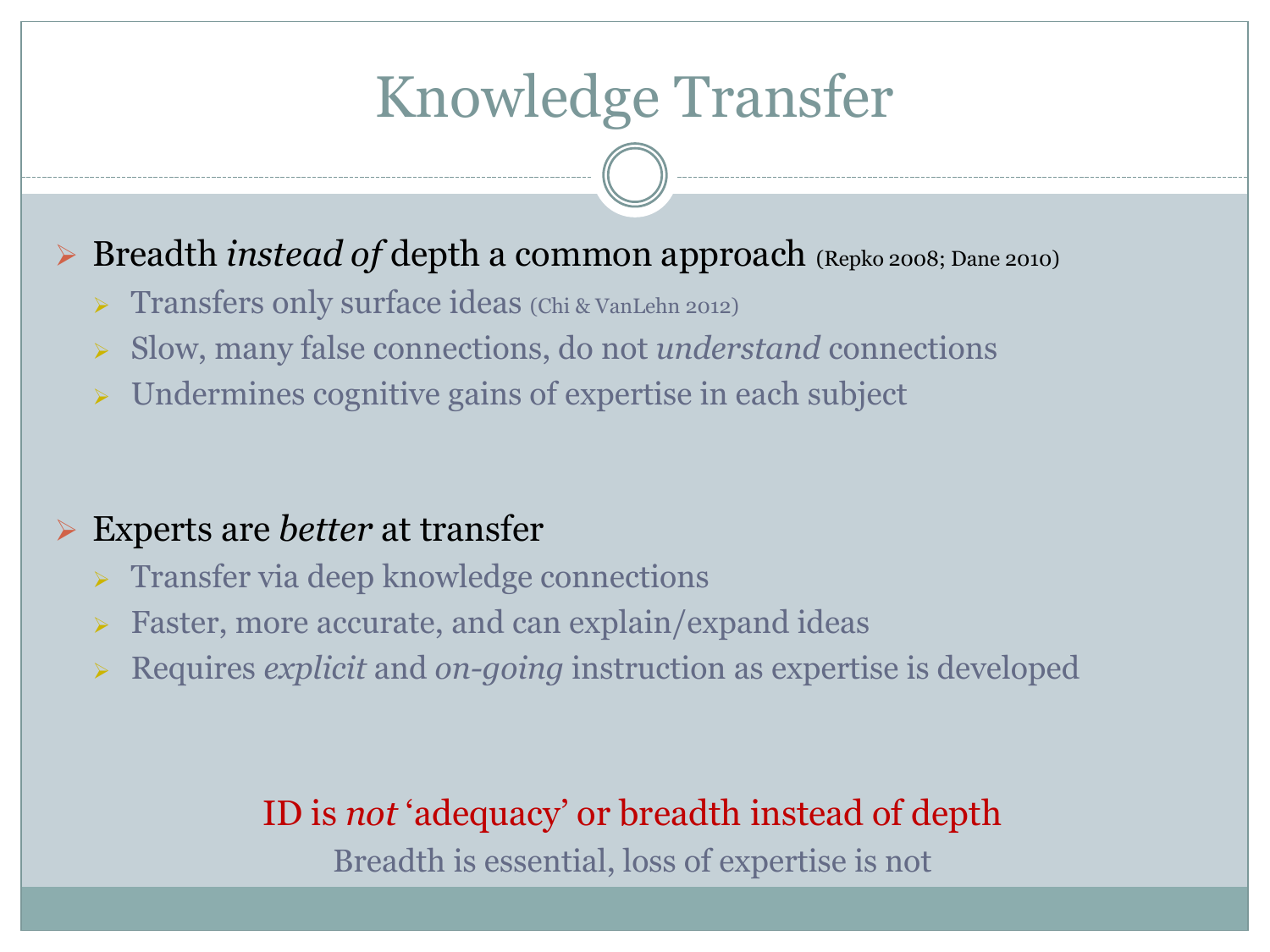# Knowledge Transfer

- Breadth *instead of* depth a common approach (Repko 2008; Dane 2010)
  - Transfers only surface ideas (Chi & VanLehn 2012)
  - Slow, many false connections, do not *understand* connections
  - Undermines cognitive gains of expertise in each subject

- Experts are *better* at transfer
  - Transfer via deep knowledge connections
  - Faster, more accurate, and can explain/expand ideas
  - Requires *explicit* and *on-going* instruction as expertise is developed

ID is *not* 'adequacy' or breadth instead of depth

Breadth is essential, loss of expertise is not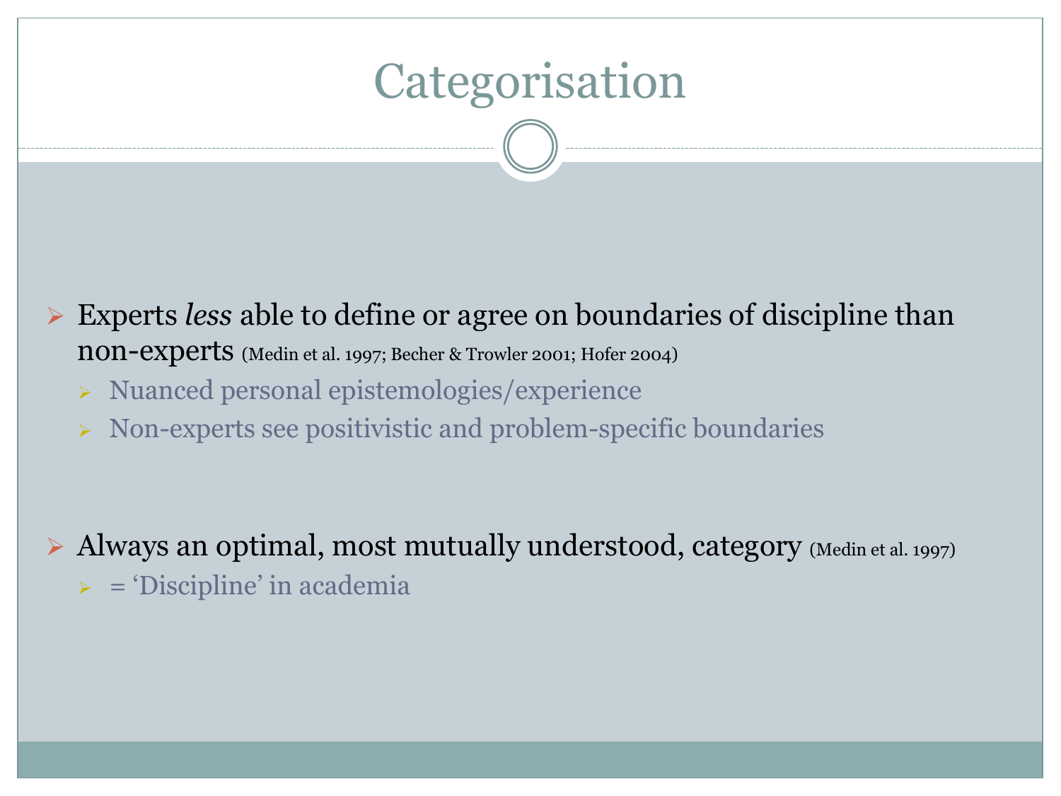# Categorisation

- Experts *less* able to define or agree on boundaries of discipline than non-experts (Medin et al. 1997; Becher & Trowler 2001; Hofer 2004)
  - Nuanced personal epistemologies/experience
  - Non-experts see positivistic and problem-specific boundaries
- Always an optimal, most mutually understood, category (Medin et al. 1997)
  - = ‘Discipline’ in academia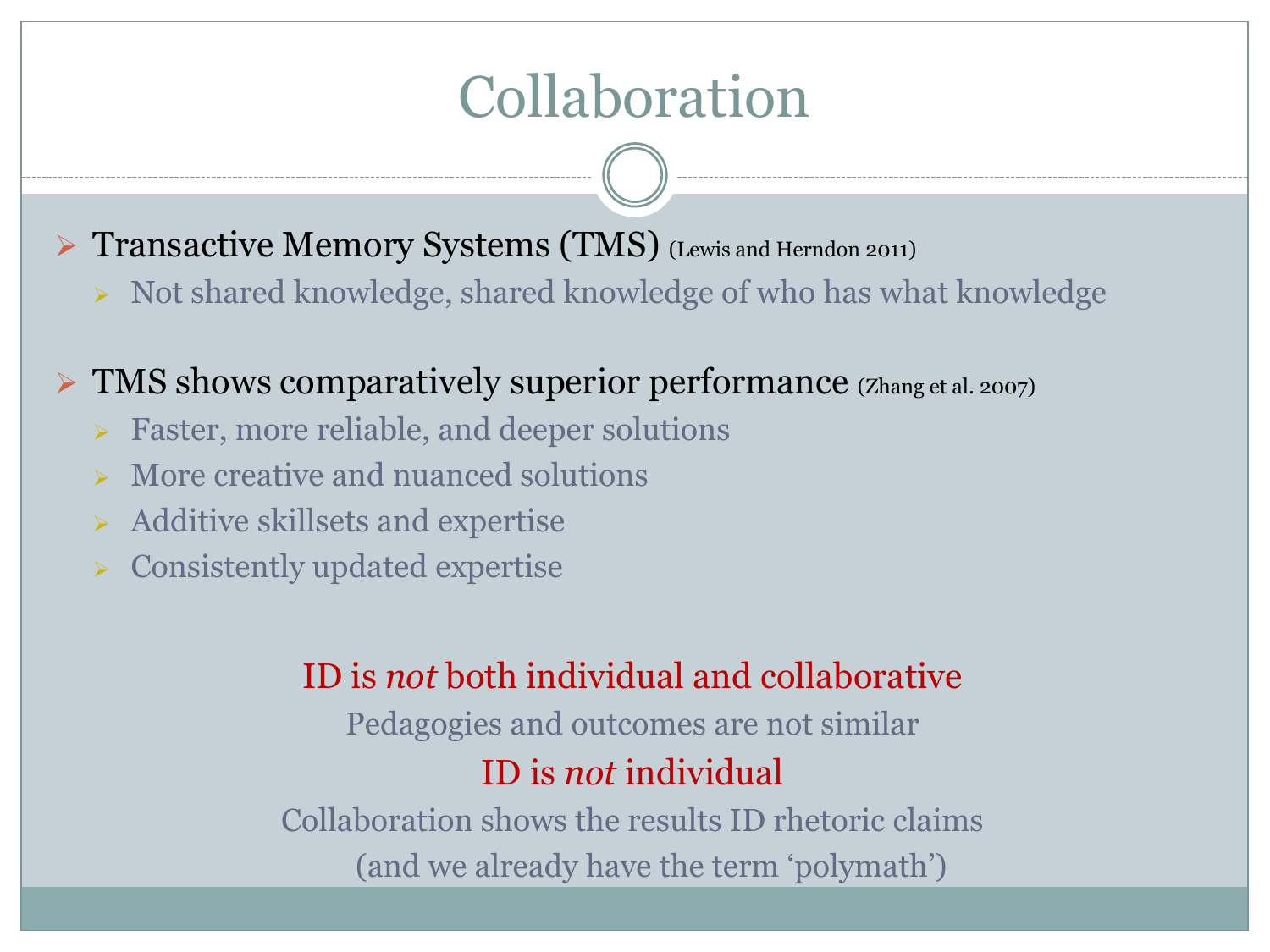# Collaboration

- Transactive Memory Systems (TMS) (Lewis and Herndon 2011)
  - Not shared knowledge, shared knowledge of who has what knowledge

- TMS shows comparatively superior performance (Zhang et al. 2007)
  - Faster, more reliable, and deeper solutions
  - More creative and nuanced solutions
  - Additive skillsets and expertise
  - Consistently updated expertise

ID is *not* both individual and collaborative

Pedagogies and outcomes are not similar

ID is *not* individual

Collaboration shows the results ID rhetoric claims

(and we already have the term 'polymath')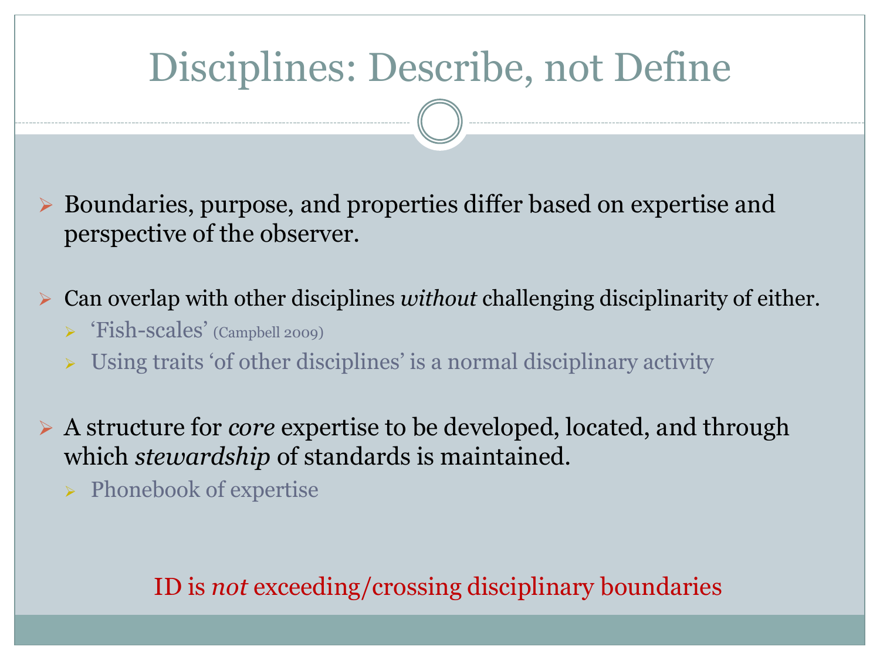# Disciplines: Describe, not Define

- Boundaries, purpose, and properties differ based on expertise and perspective of the observer.
- Can overlap with other disciplines *without* challenging disciplinarity of either.
  - ‘Fish-scales’ (Campbell 2009)
  - Using traits ‘of other disciplines’ is a normal disciplinary activity
- A structure for *core* expertise to be developed, located, and through which *stewardship* of standards is maintained.
  - Phonebook of expertise

ID is *not* exceeding/crossing disciplinary boundaries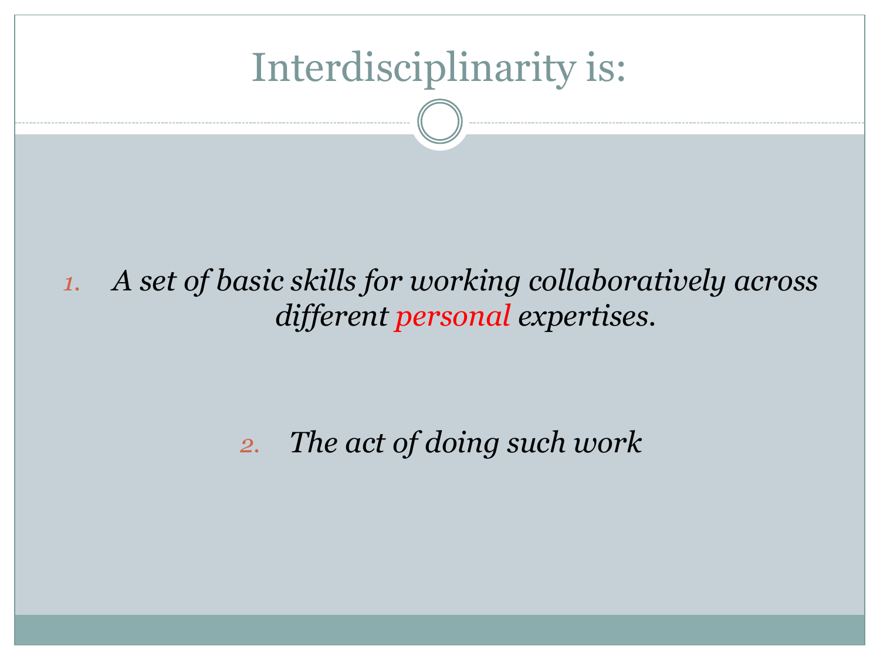# Interdisciplinarity is:

1. *A set of basic skills for working collaboratively across different personal expertises.*

2. *The act of doing such work*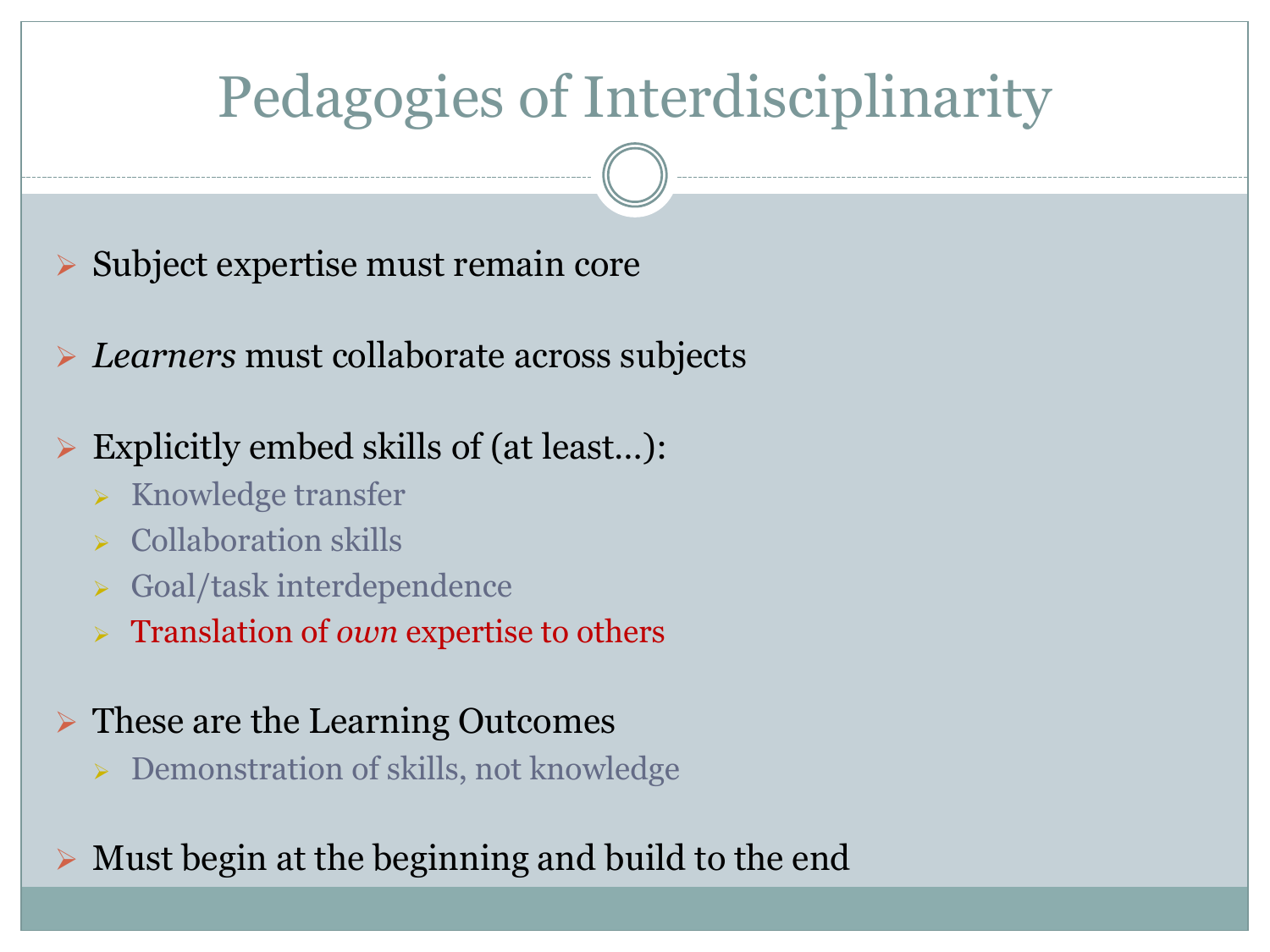# Pedagogies of Interdisciplinarity

- Subject expertise must remain core
- *Learners* must collaborate across subjects
- Explicitly embed skills of (at least…):
  - Knowledge transfer
  - Collaboration skills
  - Goal/task interdependence
  - Translation of *own* expertise to others
- These are the Learning Outcomes
  - Demonstration of skills, not knowledge
- Must begin at the beginning and build to the end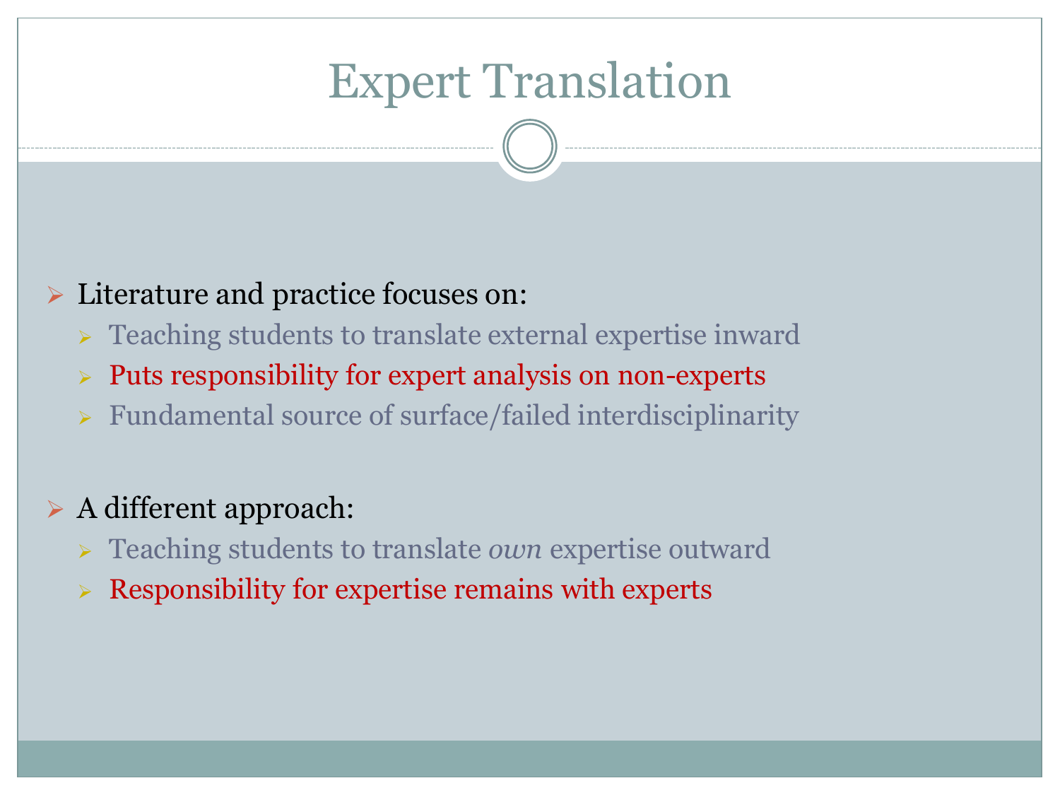# Expert Translation

- Literature and practice focuses on:
  - Teaching students to translate external expertise inward
  - Puts responsibility for expert analysis on non-experts
  - Fundamental source of surface/failed interdisciplinarity

- A different approach:
  - Teaching students to translate *own* expertise outward
  - Responsibility for expertise remains with experts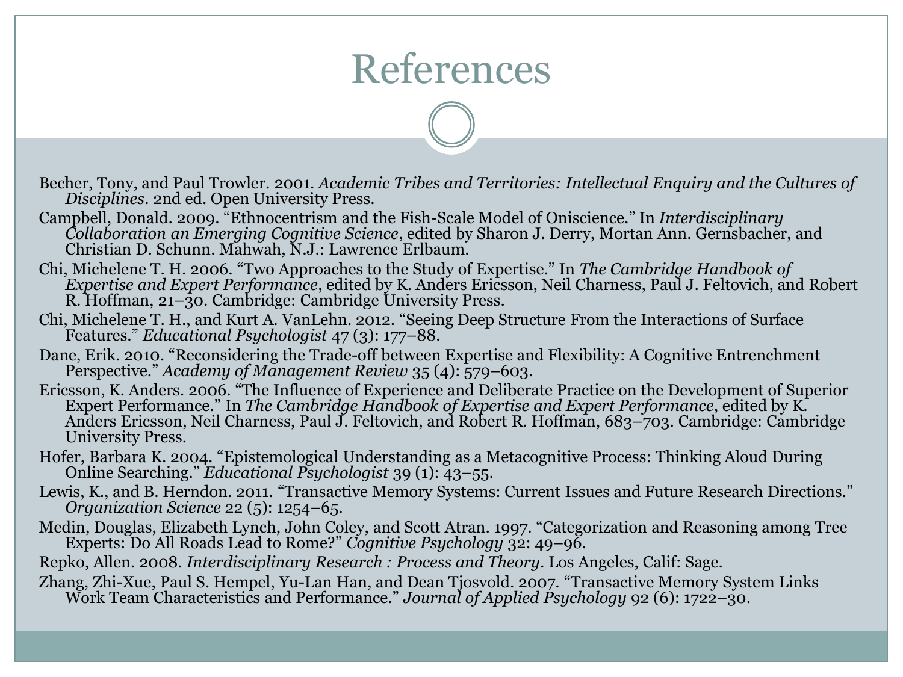# References

Becher, Tony, and Paul Trowler. 2001. *Academic Tribes and Territories: Intellectual Enquiry and the Cultures of Disciplines*. 2nd ed. Open University Press.

Campbell, Donald. 2009. "Ethnocentrism and the Fish-Scale Model of Oniscience." In *Interdisciplinary Collaboration an Emerging Cognitive Science*, edited by Sharon J. Derry, Mortan Ann. Gernsbacher, and Christian D. Schunn. Mahwah, N.J.: Lawrence Erlbaum.

Chi, Michelene T. H. 2006. "Two Approaches to the Study of Expertise." In *The Cambridge Handbook of Expertise and Expert Performance*, edited by K. Anders Ericsson, Neil Charness, Paul J. Feltovich, and Robert R. Hoffman, 21–30. Cambridge: Cambridge University Press.

Chi, Michelene T. H., and Kurt A. VanLehn. 2012. "Seeing Deep Structure From the Interactions of Surface Features." *Educational Psychologist* 47 (3): 177–88.

Dane, Erik. 2010. "Reconsidering the Trade-off between Expertise and Flexibility: A Cognitive Entrenchment Perspective." *Academy of Management Review* 35 (4): 579–603.

Ericsson, K. Anders. 2006. "The Influence of Experience and Deliberate Practice on the Development of Superior Expert Performance." In *The Cambridge Handbook of Expertise and Expert Performance*, edited by K. Anders Ericsson, Neil Charness, Paul J. Feltovich, and Robert R. Hoffman, 683–703. Cambridge: Cambridge University Press.

Hofer, Barbara K. 2004. "Epistemological Understanding as a Metacognitive Process: Thinking Aloud During Online Searching." *Educational Psychologist* 39 (1): 43–55.

Lewis, K., and B. Herndon. 2011. "Transactive Memory Systems: Current Issues and Future Research Directions." *Organization Science* 22 (5): 1254–65.

Medin, Douglas, Elizabeth Lynch, John Coley, and Scott Atran. 1997. "Categorization and Reasoning among Tree Experts: Do All Roads Lead to Rome?" *Cognitive Psychology* 32: 49–96.

Repko, Allen. 2008. *Interdisciplinary Research : Process and Theory*. Los Angeles, Calif: Sage.

Zhang, Zhi-Xue, Paul S. Hempel, Yu-Lan Han, and Dean Tjosvold. 2007. "Transactive Memory System Links Work Team Characteristics and Performance." *Journal of Applied Psychology* 92 (6): 1722–30.